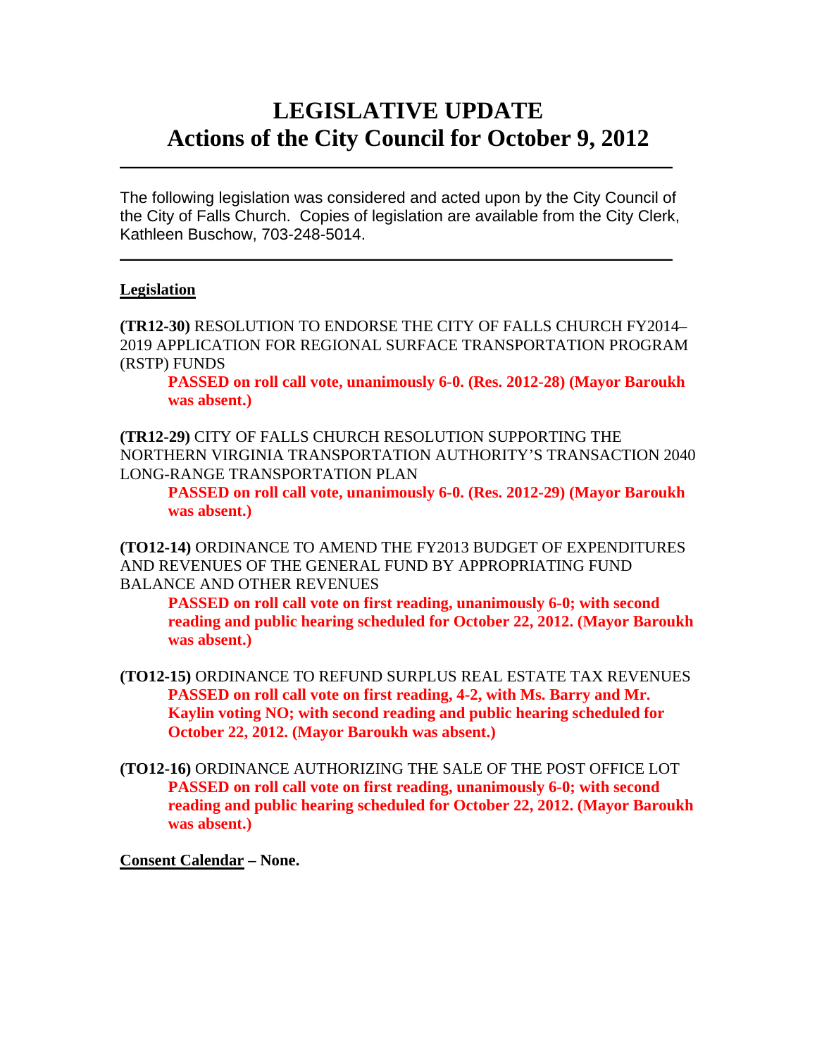# LEGISLATIVE UPDATE
# Actions of the City Council for October 9, 2012

---

The following legislation was considered and acted upon by the City Council of the City of Falls Church. Copies of legislation are available from the City Clerk, Kathleen Buschow, 703-248-5014.

---

**Legislation**

**(TR12-30)** RESOLUTION TO ENDORSE THE CITY OF FALLS CHURCH FY2014–2019 APPLICATION FOR REGIONAL SURFACE TRANSPORTATION PROGRAM (RSTP) FUNDS

> **PASSED on roll call vote, unanimously 6-0. (Res. 2012-28) (Mayor Baroukh was absent.)**

**(TR12-29)** CITY OF FALLS CHURCH RESOLUTION SUPPORTING THE NORTHERN VIRGINIA TRANSPORTATION AUTHORITY'S TRANSACTION 2040 LONG-RANGE TRANSPORTATION PLAN

> **PASSED on roll call vote, unanimously 6-0. (Res. 2012-29) (Mayor Baroukh was absent.)**

**(TO12-14)** ORDINANCE TO AMEND THE FY2013 BUDGET OF EXPENDITURES AND REVENUES OF THE GENERAL FUND BY APPROPRIATING FUND BALANCE AND OTHER REVENUES

> **PASSED on roll call vote on first reading, unanimously 6-0; with second reading and public hearing scheduled for October 22, 2012. (Mayor Baroukh was absent.)**

**(TO12-15)** ORDINANCE TO REFUND SURPLUS REAL ESTATE TAX REVENUES

> **PASSED on roll call vote on first reading, 4-2, with Ms. Barry and Mr. Kaylin voting NO; with second reading and public hearing scheduled for October 22, 2012. (Mayor Baroukh was absent.)**

**(TO12-16)** ORDINANCE AUTHORIZING THE SALE OF THE POST OFFICE LOT

> **PASSED on roll call vote on first reading, unanimously 6-0; with second reading and public hearing scheduled for October 22, 2012. (Mayor Baroukh was absent.)**

**Consent Calendar – None.**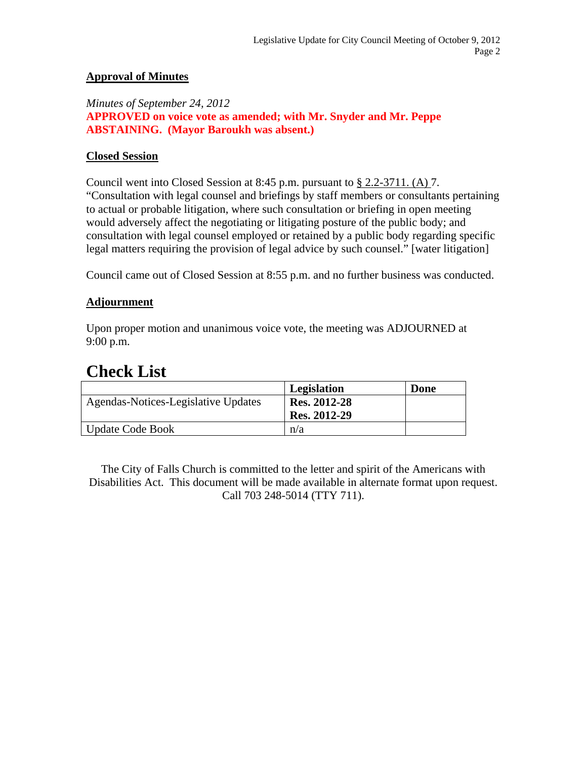**Approval of Minutes**

*Minutes of September 24, 2012*
**APPROVED on voice vote as amended; with Mr. Snyder and Mr. Peppe ABSTAINING. (Mayor Baroukh was absent.)**

**Closed Session**

Council went into Closed Session at 8:45 p.m. pursuant to § 2.2-3711. (A) 7. "Consultation with legal counsel and briefings by staff members or consultants pertaining to actual or probable litigation, where such consultation or briefing in open meeting would adversely affect the negotiating or litigating posture of the public body; and consultation with legal counsel employed or retained by a public body regarding specific legal matters requiring the provision of legal advice by such counsel." [water litigation]

Council came out of Closed Session at 8:55 p.m. and no further business was conducted.

**Adjournment**

Upon proper motion and unanimous voice vote, the meeting was ADJOURNED at 9:00 p.m.

# Check List

| | Legislation | Done |
|---|---|---|
| Agendas-Notices-Legislative Updates | **Res. 2012-28** **Res. 2012-29** | |
| Update Code Book | n/a | |

The City of Falls Church is committed to the letter and spirit of the Americans with Disabilities Act. This document will be made available in alternate format upon request. Call 703 248-5014 (TTY 711).